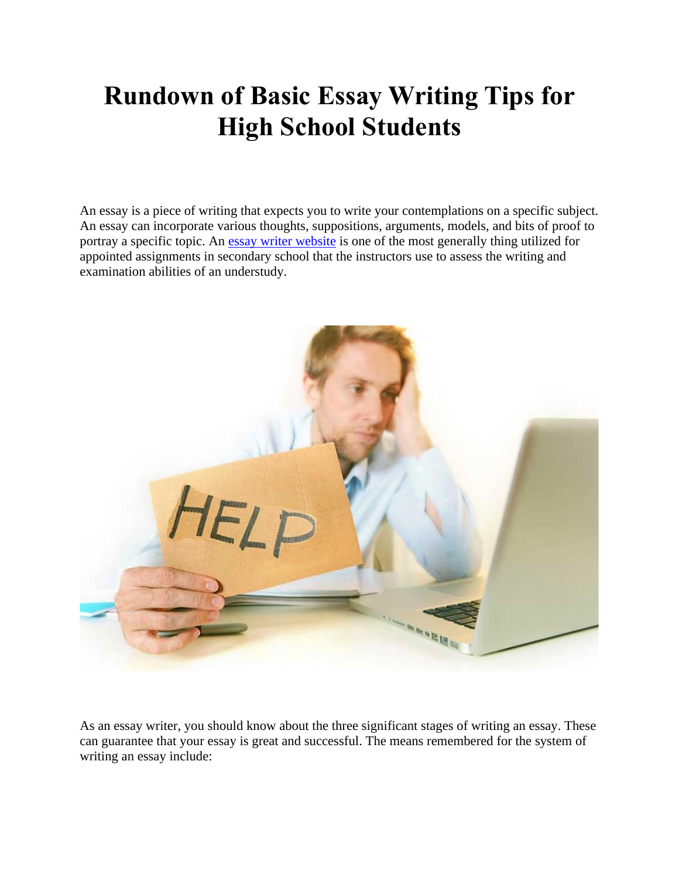# Rundown of Basic Essay Writing Tips for High School Students

An essay is a piece of writing that expects you to write your contemplations on a specific subject. An essay can incorporate various thoughts, suppositions, arguments, models, and bits of proof to portray a specific topic. An [essay writer website](essay writer website) is one of the most generally thing utilized for appointed assignments in secondary school that the instructors use to assess the writing and examination abilities of an understudy.

As an essay writer, you should know about the three significant stages of writing an essay. These can guarantee that your essay is great and successful. The means remembered for the system of writing an essay include: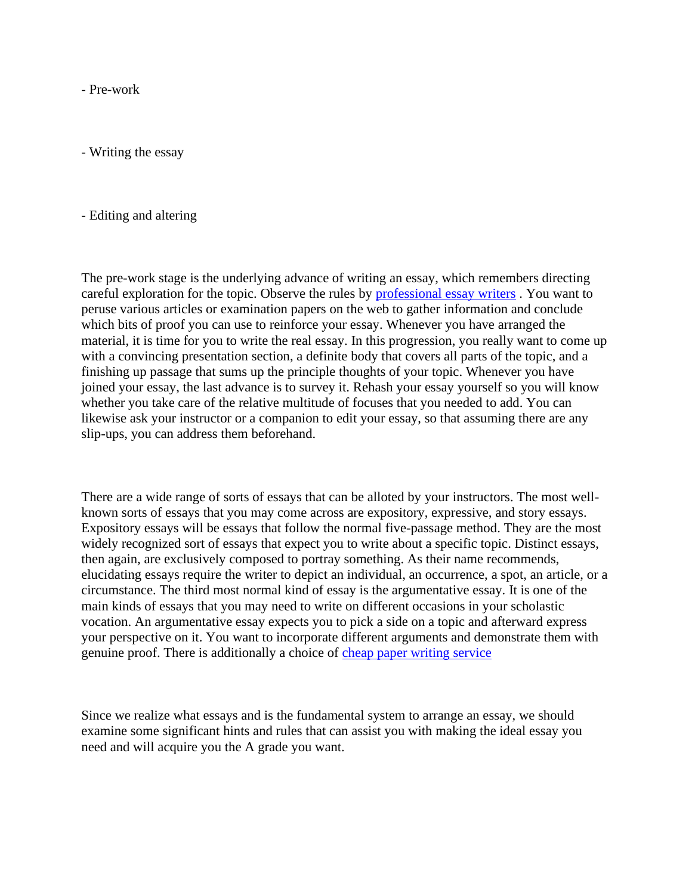- Pre-work

- Writing the essay

- Editing and altering

The pre-work stage is the underlying advance of writing an essay, which remembers directing careful exploration for the topic. Observe the rules by [professional essay writers](#) . You want to peruse various articles or examination papers on the web to gather information and conclude which bits of proof you can use to reinforce your essay. Whenever you have arranged the material, it is time for you to write the real essay. In this progression, you really want to come up with a convincing presentation section, a definite body that covers all parts of the topic, and a finishing up passage that sums up the principle thoughts of your topic. Whenever you have joined your essay, the last advance is to survey it. Rehash your essay yourself so you will know whether you take care of the relative multitude of focuses that you needed to add. You can likewise ask your instructor or a companion to edit your essay, so that assuming there are any slip-ups, you can address them beforehand.

There are a wide range of sorts of essays that can be alloted by your instructors. The most well-known sorts of essays that you may come across are expository, expressive, and story essays. Expository essays will be essays that follow the normal five-passage method. They are the most widely recognized sort of essays that expect you to write about a specific topic. Distinct essays, then again, are exclusively composed to portray something. As their name recommends, elucidating essays require the writer to depict an individual, an occurrence, a spot, an article, or a circumstance. The third most normal kind of essay is the argumentative essay. It is one of the main kinds of essays that you may need to write on different occasions in your scholastic vocation. An argumentative essay expects you to pick a side on a topic and afterward express your perspective on it. You want to incorporate different arguments and demonstrate them with genuine proof. There is additionally a choice of [cheap paper writing service](#)

Since we realize what essays and is the fundamental system to arrange an essay, we should examine some significant hints and rules that can assist you with making the ideal essay you need and will acquire you the A grade you want.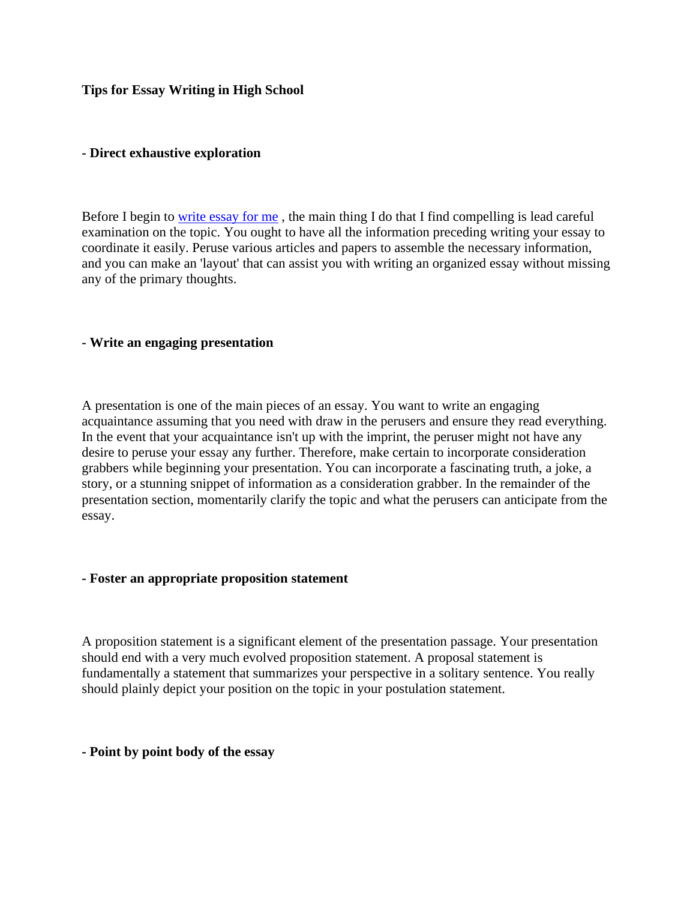**Tips for Essay Writing in High School**

**- Direct exhaustive exploration**

Before I begin to write essay for me , the main thing I do that I find compelling is lead careful examination on the topic. You ought to have all the information preceding writing your essay to coordinate it easily. Peruse various articles and papers to assemble the necessary information, and you can make an 'layout' that can assist you with writing an organized essay without missing any of the primary thoughts.

**- Write an engaging presentation**

A presentation is one of the main pieces of an essay. You want to write an engaging acquaintance assuming that you need with draw in the perusers and ensure they read everything. In the event that your acquaintance isn't up with the imprint, the peruser might not have any desire to peruse your essay any further. Therefore, make certain to incorporate consideration grabbers while beginning your presentation. You can incorporate a fascinating truth, a joke, a story, or a stunning snippet of information as a consideration grabber. In the remainder of the presentation section, momentarily clarify the topic and what the perusers can anticipate from the essay.

**- Foster an appropriate proposition statement**

A proposition statement is a significant element of the presentation passage. Your presentation should end with a very much evolved proposition statement. A proposal statement is fundamentally a statement that summarizes your perspective in a solitary sentence. You really should plainly depict your position on the topic in your postulation statement.

**- Point by point body of the essay**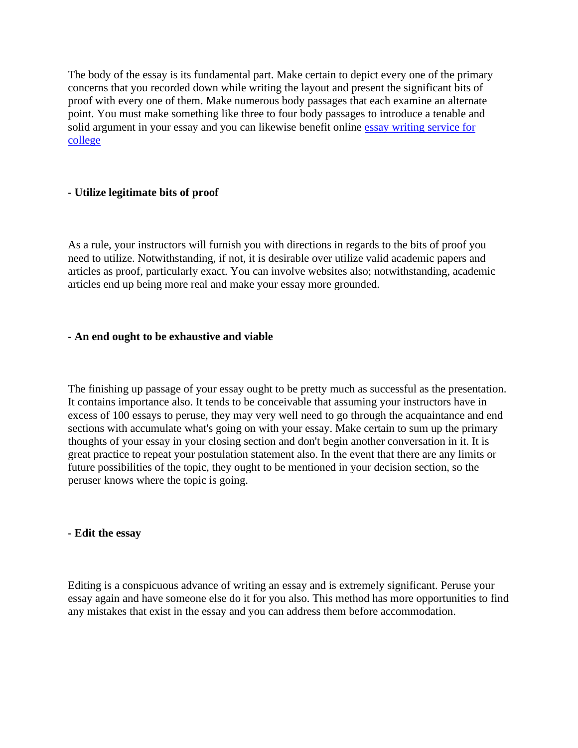The body of the essay is its fundamental part. Make certain to depict every one of the primary concerns that you recorded down while writing the layout and present the significant bits of proof with every one of them. Make numerous body passages that each examine an alternate point. You must make something like three to four body passages to introduce a tenable and solid argument in your essay and you can likewise benefit online [essay writing service for college]

**- Utilize legitimate bits of proof**

As a rule, your instructors will furnish you with directions in regards to the bits of proof you need to utilize. Notwithstanding, if not, it is desirable over utilize valid academic papers and articles as proof, particularly exact. You can involve websites also; notwithstanding, academic articles end up being more real and make your essay more grounded.

**- An end ought to be exhaustive and viable**

The finishing up passage of your essay ought to be pretty much as successful as the presentation. It contains importance also. It tends to be conceivable that assuming your instructors have in excess of 100 essays to peruse, they may very well need to go through the acquaintance and end sections with accumulate what's going on with your essay. Make certain to sum up the primary thoughts of your essay in your closing section and don't begin another conversation in it. It is great practice to repeat your postulation statement also. In the event that there are any limits or future possibilities of the topic, they ought to be mentioned in your decision section, so the peruser knows where the topic is going.

**- Edit the essay**

Editing is a conspicuous advance of writing an essay and is extremely significant. Peruse your essay again and have someone else do it for you also. This method has more opportunities to find any mistakes that exist in the essay and you can address them before accommodation.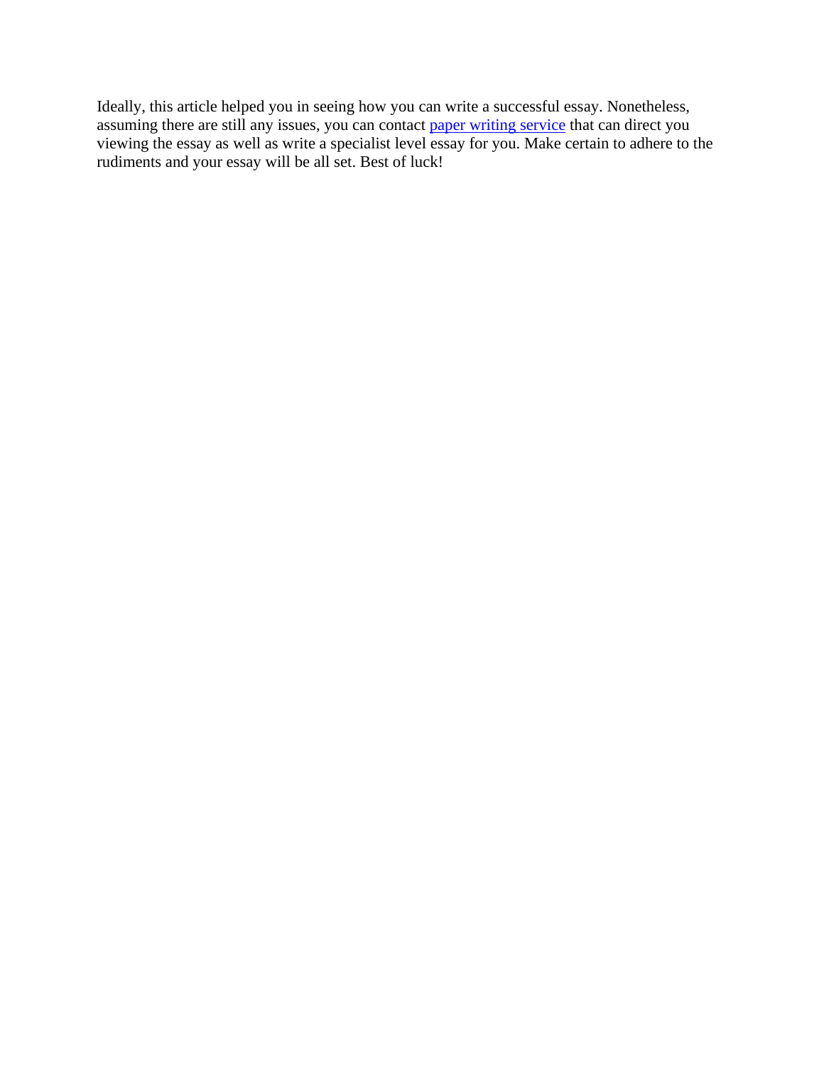Ideally, this article helped you in seeing how you can write a successful essay. Nonetheless, assuming there are still any issues, you can contact paper writing service that can direct you viewing the essay as well as write a specialist level essay for you. Make certain to adhere to the rudiments and your essay will be all set. Best of luck!